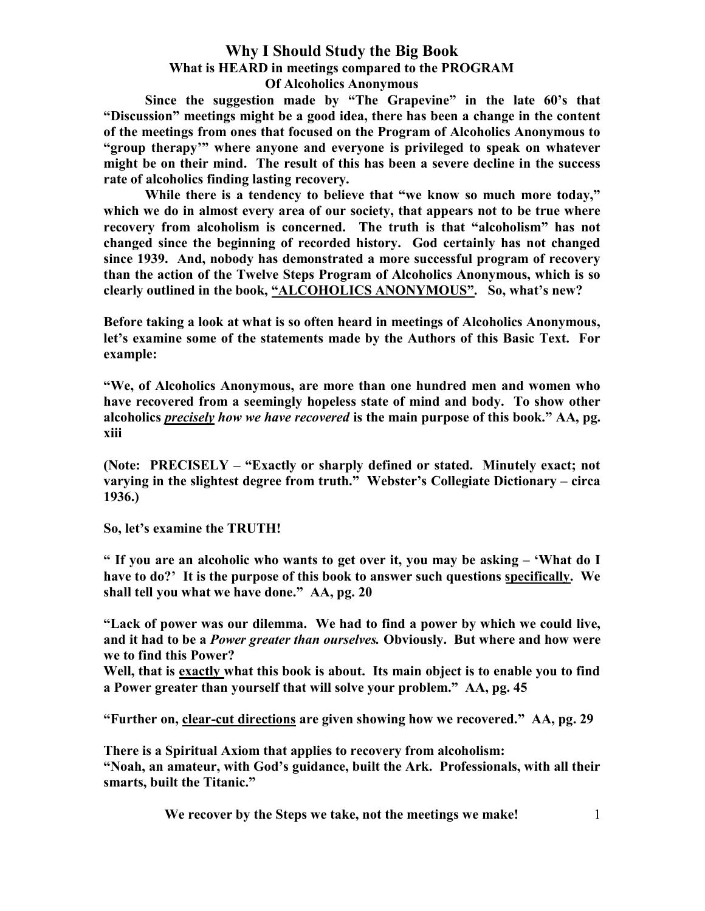# Why I Should Study the Big Book

## What is HEARD in meetings compared to the PROGRAM Of Alcoholics Anonymous

**Since the suggestion made by "The Grapevine" in the late 60's that "Discussion" meetings might be a good idea, there has been a change in the content of the meetings from ones that focused on the Program of Alcoholics Anonymous to "group therapy'" where anyone and everyone is privileged to speak on whatever might be on their mind. The result of this has been a severe decline in the success rate of alcoholics finding lasting recovery.**

**While there is a tendency to believe that "we know so much more today," which we do in almost every area of our society, that appears not to be true where recovery from alcoholism is concerned. The truth is that "alcoholism" has not changed since the beginning of recorded history. God certainly has not changed since 1939. And, nobody has demonstrated a more successful program of recovery than the action of the Twelve Steps Program of Alcoholics Anonymous, which is so clearly outlined in the book, <u>"ALCOHOLICS ANONYMOUS"</u>. So, what's new?**

**Before taking a look at what is so often heard in meetings of Alcoholics Anonymous, let's examine some of the statements made by the Authors of this Basic Text. For example:**

**"We, of Alcoholics Anonymous, are more than one hundred men and women who have recovered from a seemingly hopeless state of mind and body. To show other alcoholics *<u>precisely</u> how we have recovered* is the main purpose of this book." AA, pg. xiii**

**(Note: PRECISELY – "Exactly or sharply defined or stated. Minutely exact; not varying in the slightest degree from truth." Webster's Collegiate Dictionary – circa 1936.)**

**So, let's examine the TRUTH!**

**" If you are an alcoholic who wants to get over it, you may be asking – 'What do I have to do?' It is the purpose of this book to answer such questions <u>specifically</u>. We shall tell you what we have done." AA, pg. 20**

**"Lack of power was our dilemma. We had to find a power by which we could live, and it had to be a *Power greater than ourselves.* Obviously. But where and how were we to find this Power?**
**Well, that is <u>exactly</u> what this book is about. Its main object is to enable you to find a Power greater than yourself that will solve your problem." AA, pg. 45**

**"Further on, <u>clear-cut directions</u> are given showing how we recovered." AA, pg. 29**

**There is a Spiritual Axiom that applies to recovery from alcoholism:**
**"Noah, an amateur, with God's guidance, built the Ark. Professionals, with all their smarts, built the Titanic."**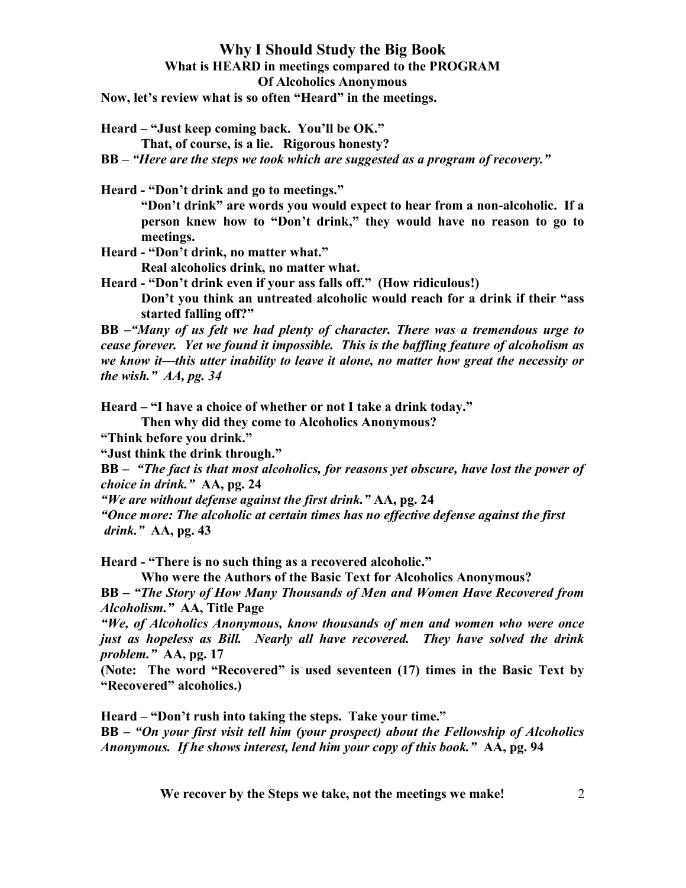# Why I Should Study the Big Book

## What is HEARD in meetings compared to the PROGRAM

## Of Alcoholics Anonymous

**Now, let's review what is so often "Heard" in the meetings.**

**Heard – "Just keep coming back. You'll be OK."**

**That, of course, is a lie. Rigorous honesty?**

**BB –** ***"Here are the steps we took which are suggested as a program of recovery."***

**Heard - "Don't drink and go to meetings."**

**"Don't drink" are words you would expect to hear from a non-alcoholic. If a person knew how to "Don't drink," they would have no reason to go to meetings.**

**Heard - "Don't drink, no matter what."**

**Real alcoholics drink, no matter what.**

**Heard - "Don't drink even if your ass falls off." (How ridiculous!)**

**Don't you think an untreated alcoholic would reach for a drink if their "ass started falling off?"**

**BB –*"Many of us felt we had plenty of character. There was a tremendous urge to cease forever. Yet we found it impossible. This is the baffling feature of alcoholism as we know it—this utter inability to leave it alone, no matter how great the necessity or the wish." AA, pg. 34***

**Heard – "I have a choice of whether or not I take a drink today."**

**Then why did they come to Alcoholics Anonymous?**

**"Think before you drink."**

**"Just think the drink through."**

**BB –** ***"The fact is that most alcoholics, for reasons yet obscure, have lost the power of choice in drink."*** **AA, pg. 24**

***"We are without defense against the first drink."*** **AA, pg. 24**

***"Once more: The alcoholic at certain times has no effective defense against the first drink."*** **AA, pg. 43**

**Heard - "There is no such thing as a recovered alcoholic."**

**Who were the Authors of the Basic Text for Alcoholics Anonymous?**

**BB –** ***"The Story of How Many Thousands of Men and Women Have Recovered from Alcoholism."*** **AA, Title Page**

***"We, of Alcoholics Anonymous, know thousands of men and women who were once just as hopeless as Bill. Nearly all have recovered. They have solved the drink problem."*** **AA, pg. 17**

**(Note: The word "Recovered" is used seventeen (17) times in the Basic Text by "Recovered" alcoholics.)**

**Heard – "Don't rush into taking the steps. Take your time."**

**BB –** ***"On your first visit tell him (your prospect) about the Fellowship of Alcoholics Anonymous. If he shows interest, lend him your copy of this book."*** **AA, pg. 94**

**We recover by the Steps we take, not the meetings we make!**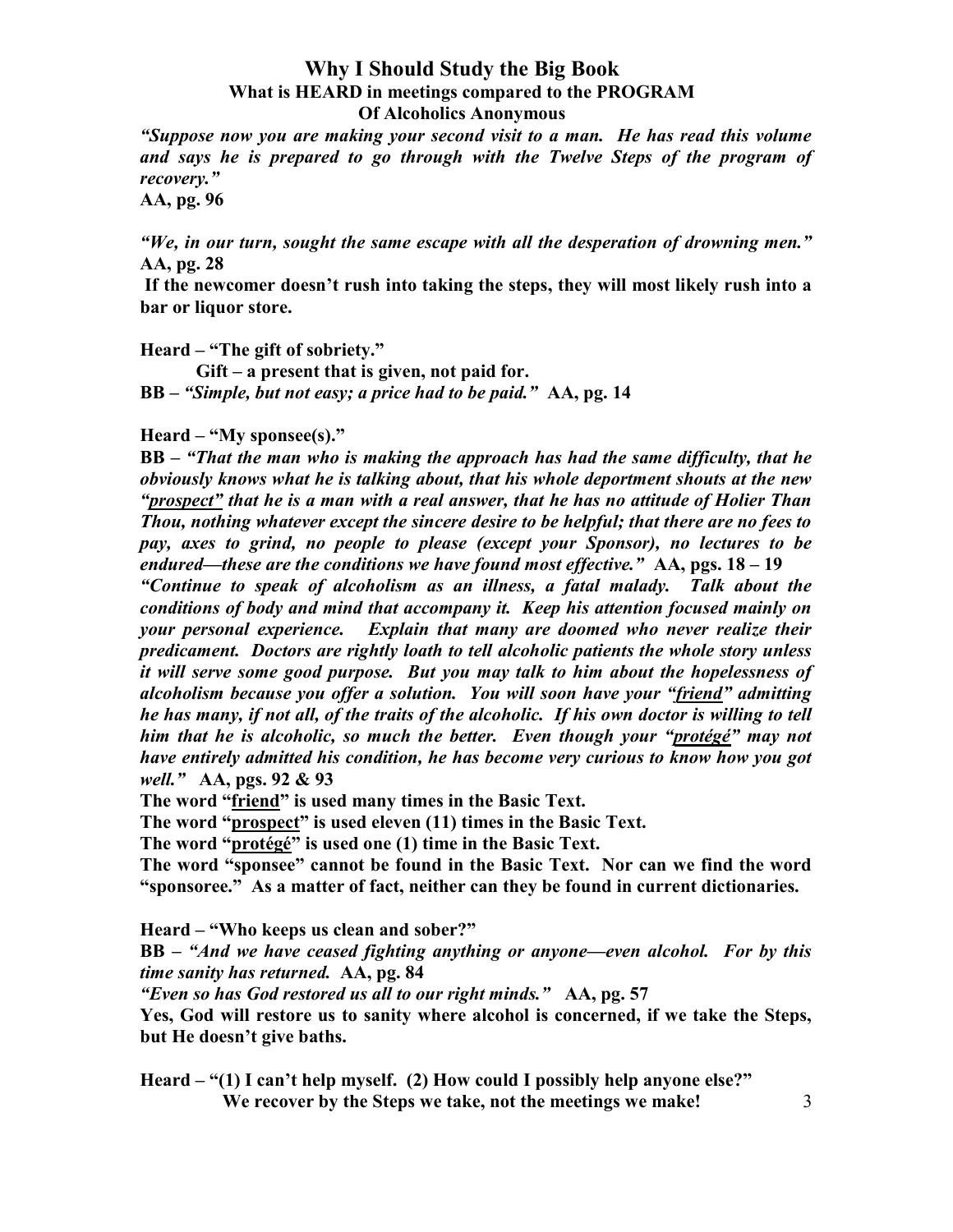# Why I Should Study the Big Book

## What is HEARD in meetings compared to the PROGRAM Of Alcoholics Anonymous

***"Suppose now you are making your second visit to a man. He has read this volume and says he is prepared to go through with the Twelve Steps of the program of recovery."***
**AA, pg. 96**

***"We, in our turn, sought the same escape with all the desperation of drowning men."*** **AA, pg. 28**

**If the newcomer doesn't rush into taking the steps, they will most likely rush into a bar or liquor store.**

**Heard – "The gift of sobriety."**

**Gift – a present that is given, not paid for.**

**BB –** ***"Simple, but not easy; a price had to be paid."*** **AA, pg. 14**

**Heard – "My sponsee(s)."**

**BB –** ***"That the man who is making the approach has had the same difficulty, that he obviously knows what he is talking about, that his whole deportment shouts at the new "<u>prospect</u>" that he is a man with a real answer, that he has no attitude of Holier Than Thou, nothing whatever except the sincere desire to be helpful; that there are no fees to pay, axes to grind, no people to please (except your Sponsor), no lectures to be endured—these are the conditions we have found most effective."*** **AA, pgs. 18 – 19**

***"Continue to speak of alcoholism as an illness, a fatal malady. Talk about the conditions of body and mind that accompany it. Keep his attention focused mainly on your personal experience. Explain that many are doomed who never realize their predicament. Doctors are rightly loath to tell alcoholic patients the whole story unless it will serve some good purpose. But you may talk to him about the hopelessness of alcoholism because you offer a solution. You will soon have your "<u>friend</u>" admitting he has many, if not all, of the traits of the alcoholic. If his own doctor is willing to tell him that he is alcoholic, so much the better. Even though your "<u>protégé</u>" may not have entirely admitted his condition, he has become very curious to know how you got well."*** **AA, pgs. 92 & 93**

**The word "<u>friend</u>" is used many times in the Basic Text.**

**The word "<u>prospect</u>" is used eleven (11) times in the Basic Text.**

**The word "<u>protégé</u>" is used one (1) time in the Basic Text.**

**The word "sponsee" cannot be found in the Basic Text. Nor can we find the word "sponsoree." As a matter of fact, neither can they be found in current dictionaries.**

**Heard – "Who keeps us clean and sober?"**

**BB –** ***"And we have ceased fighting anything or anyone—even alcohol. For by this time sanity has returned.*** **AA, pg. 84**

***"Even so has God restored us all to our right minds."*** **AA, pg. 57**

**Yes, God will restore us to sanity where alcohol is concerned, if we take the Steps, but He doesn't give baths.**

**Heard – "(1) I can't help myself. (2) How could I possibly help anyone else?"**

**We recover by the Steps we take, not the meetings we make!**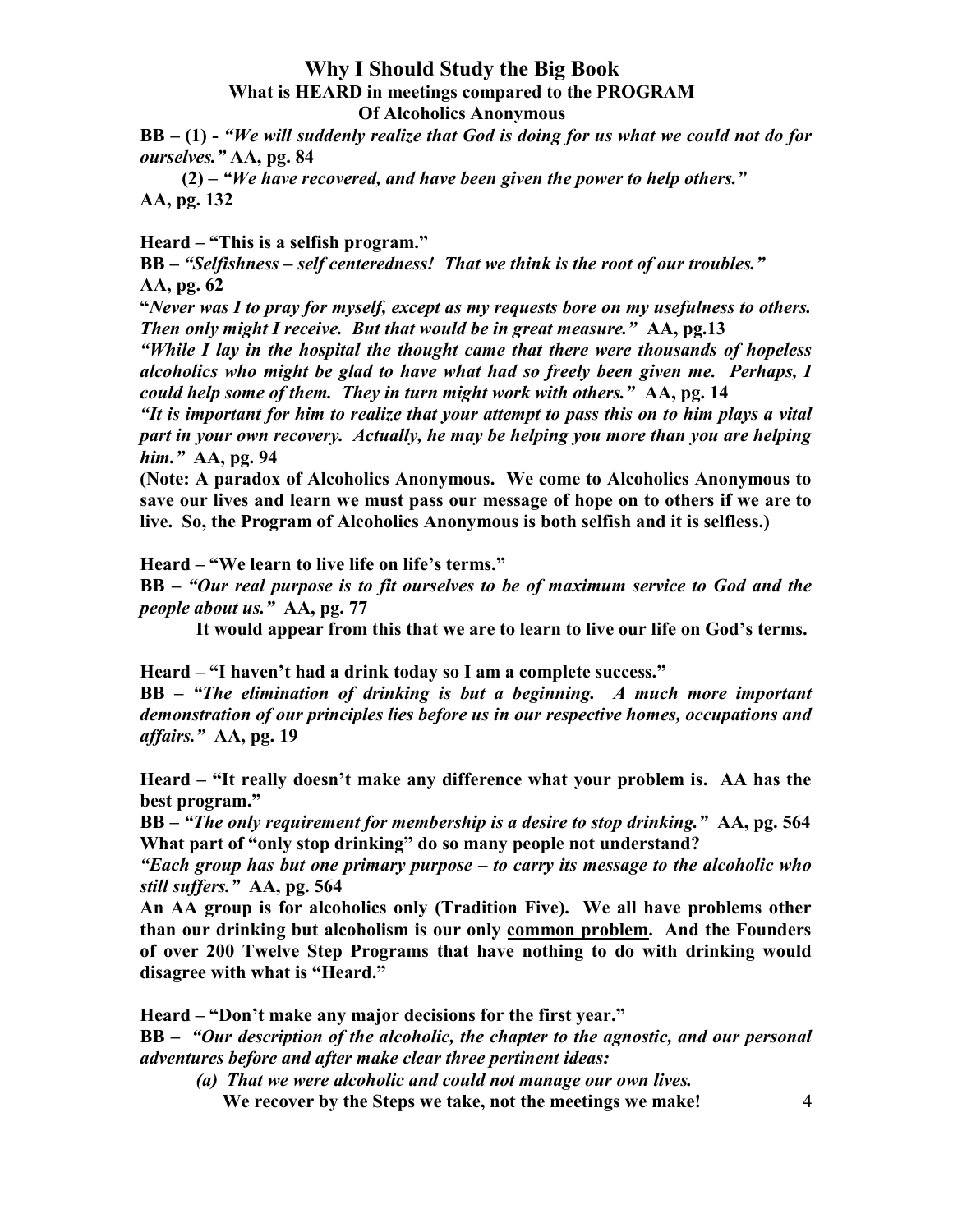# Why I Should Study the Big Book

## What is HEARD in meetings compared to the PROGRAM Of Alcoholics Anonymous

**BB – (1) -** ***"We will suddenly realize that God is doing for us what we could not do for ourselves."*** **AA, pg. 84**

**(2) –** ***"We have recovered, and have been given the power to help others."*** **AA, pg. 132**

**Heard – "This is a selfish program."**

**BB –** ***"Selfishness – self centeredness! That we think is the root of our troubles."*** **AA, pg. 62**

**"*Never was I to pray for myself, except as my requests bore on my usefulness to others. Then only might I receive. But that would be in great measure."*** **AA, pg.13**

***"While I lay in the hospital the thought came that there were thousands of hopeless alcoholics who might be glad to have what had so freely been given me. Perhaps, I could help some of them. They in turn might work with others."*** **AA, pg. 14**

***"It is important for him to realize that your attempt to pass this on to him plays a vital part in your own recovery. Actually, he may be helping you more than you are helping him."*** **AA, pg. 94**

**(Note: A paradox of Alcoholics Anonymous. We come to Alcoholics Anonymous to save our lives and learn we must pass our message of hope on to others if we are to live. So, the Program of Alcoholics Anonymous is both selfish and it is selfless.)**

**Heard – "We learn to live life on life's terms."**

**BB –** ***"Our real purpose is to fit ourselves to be of maximum service to God and the people about us."*** **AA, pg. 77**

**It would appear from this that we are to learn to live our life on God's terms.**

**Heard – "I haven't had a drink today so I am a complete success."**

**BB –** ***"The elimination of drinking is but a beginning. A much more important demonstration of our principles lies before us in our respective homes, occupations and affairs."*** **AA, pg. 19**

**Heard – "It really doesn't make any difference what your problem is. AA has the best program."**

**BB –** ***"The only requirement for membership is a desire to stop drinking."*** **AA, pg. 564**

**What part of "only stop drinking" do so many people not understand?**

***"Each group has but one primary purpose – to carry its message to the alcoholic who still suffers."*** **AA, pg. 564**

**An AA group is for alcoholics only (Tradition Five). We all have problems other than our drinking but alcoholism is our only <u>common problem</u>. And the Founders of over 200 Twelve Step Programs that have nothing to do with drinking would disagree with what is "Heard."**

**Heard – "Don't make any major decisions for the first year."**

**BB –** ***"Our description of the alcoholic, the chapter to the agnostic, and our personal adventures before and after make clear three pertinent ideas:***

***(a) That we were alcoholic and could not manage our own lives.***

**We recover by the Steps we take, not the meetings we make!**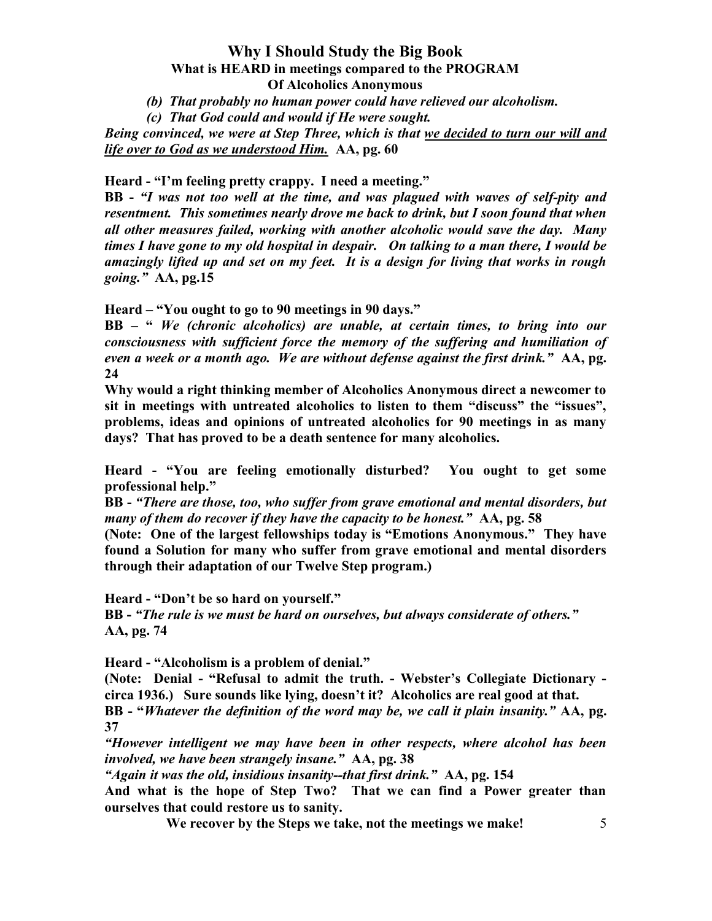# Why I Should Study the Big Book

## What is HEARD in meetings compared to the PROGRAM Of Alcoholics Anonymous

***(b) That probably no human power could have relieved our alcoholism.***

***(c) That God could and would if He were sought.***

***Being convinced, we were at Step Three, which is that <u>we decided to turn our will and life over to God as we understood Him.</u>*** **AA, pg. 60**

**Heard - "I'm feeling pretty crappy. I need a meeting."**

**BB -** ***"I was not too well at the time, and was plagued with waves of self-pity and resentment. This sometimes nearly drove me back to drink, but I soon found that when all other measures failed, working with another alcoholic would save the day. Many times I have gone to my old hospital in despair. On talking to a man there, I would be amazingly lifted up and set on my feet. It is a design for living that works in rough going."*** **AA, pg.15**

**Heard – "You ought to go to 90 meetings in 90 days."**

**BB – "** ***We (chronic alcoholics) are unable, at certain times, to bring into our consciousness with sufficient force the memory of the suffering and humiliation of even a week or a month ago. We are without defense against the first drink."*** **AA, pg. 24**

**Why would a right thinking member of Alcoholics Anonymous direct a newcomer to sit in meetings with untreated alcoholics to listen to them "discuss" the "issues", problems, ideas and opinions of untreated alcoholics for 90 meetings in as many days? That has proved to be a death sentence for many alcoholics.**

**Heard - "You are feeling emotionally disturbed? You ought to get some professional help."**

**BB -** ***"There are those, too, who suffer from grave emotional and mental disorders, but many of them do recover if they have the capacity to be honest."*** **AA, pg. 58**

**(Note: One of the largest fellowships today is "Emotions Anonymous." They have found a Solution for many who suffer from grave emotional and mental disorders through their adaptation of our Twelve Step program.)**

**Heard - "Don't be so hard on yourself."**

**BB -** ***"The rule is we must be hard on ourselves, but always considerate of others."*** **AA, pg. 74**

**Heard - "Alcoholism is a problem of denial."**

**(Note: Denial - "Refusal to admit the truth. - Webster's Collegiate Dictionary - circa 1936.) Sure sounds like lying, doesn't it? Alcoholics are real good at that.**

**BB - "*Whatever the definition of the word may be, we call it plain insanity."*** **AA, pg. 37**

***"However intelligent we may have been in other respects, where alcohol has been involved, we have been strangely insane."*** **AA, pg. 38**

***"Again it was the old, insidious insanity--that first drink."*** **AA, pg. 154**

**And what is the hope of Step Two? That we can find a Power greater than ourselves that could restore us to sanity.**

**We recover by the Steps we take, not the meetings we make!**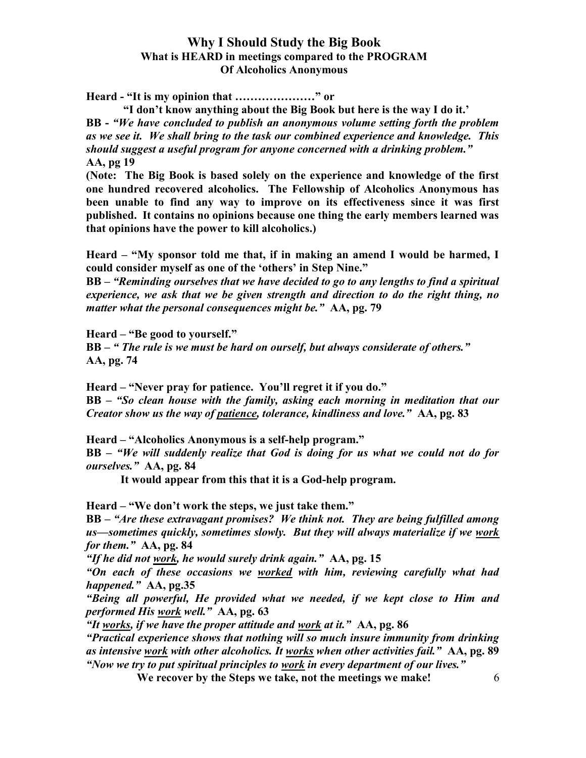## Why I Should Study the Big Book
### What is HEARD in meetings compared to the PROGRAM Of Alcoholics Anonymous

**Heard - "It is my opinion that …………………" or**

**"I don't know anything about the Big Book but here is the way I do it.'**

**BB -** ***"We have concluded to publish an anonymous volume setting forth the problem as we see it. We shall bring to the task our combined experience and knowledge. This should suggest a useful program for anyone concerned with a drinking problem."*** **AA, pg 19**

**(Note: The Big Book is based solely on the experience and knowledge of the first one hundred recovered alcoholics. The Fellowship of Alcoholics Anonymous has been unable to find any way to improve on its effectiveness since it was first published. It contains no opinions because one thing the early members learned was that opinions have the power to kill alcoholics.)**

**Heard – "My sponsor told me that, if in making an amend I would be harmed, I could consider myself as one of the 'others' in Step Nine."**

**BB –** ***"Reminding ourselves that we have decided to go to any lengths to find a spiritual experience, we ask that we be given strength and direction to do the right thing, no matter what the personal consequences might be."*** **AA, pg. 79**

**Heard – "Be good to yourself."**

**BB –** ***" The rule is we must be hard on ourself, but always considerate of others."*** **AA, pg. 74**

**Heard – "Never pray for patience. You'll regret it if you do."**

**BB –** ***"So clean house with the family, asking each morning in meditation that our Creator show us the way of <u>patience</u>, tolerance, kindliness and love."*** **AA, pg. 83**

**Heard – "Alcoholics Anonymous is a self-help program."**

**BB –** ***"We will suddenly realize that God is doing for us what we could not do for ourselves."*** **AA, pg. 84**

**It would appear from this that it is a God-help program.**

**Heard – "We don't work the steps, we just take them."**

**BB –** ***"Are these extravagant promises? We think not. They are being fulfilled among us—sometimes quickly, sometimes slowly. But they will always materialize if we <u>work</u> for them."*** **AA, pg. 84**

***"If he did not <u>work</u>, he would surely drink again."*** **AA, pg. 15**

***"On each of these occasions we <u>worked</u> with him, reviewing carefully what had happened."*** **AA, pg.35**

***"Being all powerful, He provided what we needed, if we kept close to Him and performed His <u>work</u> well."*** **AA, pg. 63**

***"It <u>works</u>, if we have the proper attitude and <u>work</u> at it."*** **AA, pg. 86**

***"Practical experience shows that nothing will so much insure immunity from drinking as intensive <u>work</u> with other alcoholics. It <u>works</u> when other activities fail."*** **AA, pg. 89**

***"Now we try to put spiritual principles to <u>work</u> in every department of our lives."***

**We recover by the Steps we take, not the meetings we make!**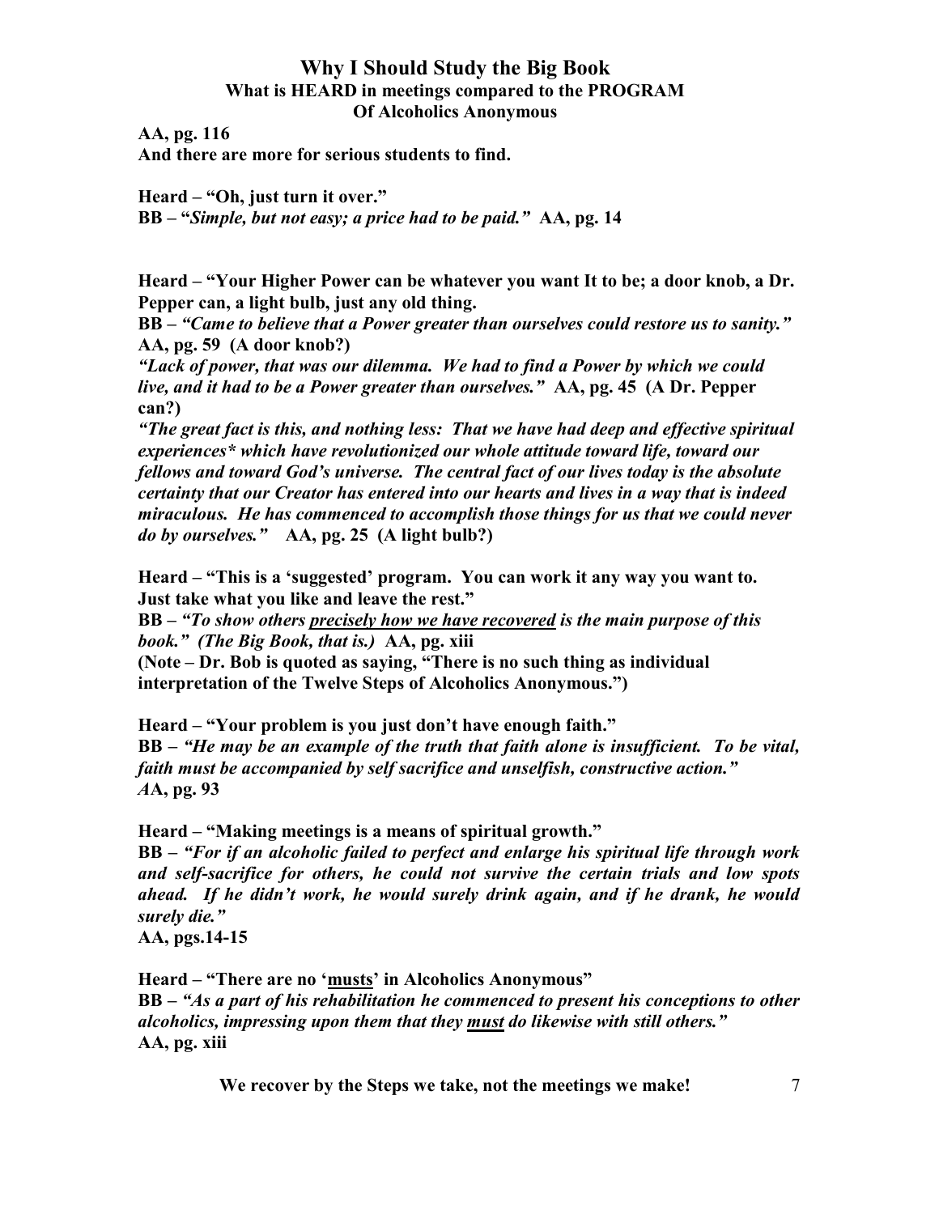# Why I Should Study the Big Book

## What is HEARD in meetings compared to the PROGRAM Of Alcoholics Anonymous

**AA, pg. 116**
**And there are more for serious students to find.**

**Heard – "Oh, just turn it over."**
**BB – "*Simple, but not easy; a price had to be paid.*" AA, pg. 14**

**Heard – "Your Higher Power can be whatever you want It to be; a door knob, a Dr. Pepper can, a light bulb, just any old thing.**
**BB – *"Came to believe that a Power greater than ourselves could restore us to sanity."* AA, pg. 59 (A door knob?)**
***"Lack of power, that was our dilemma. We had to find a Power by which we could live, and it had to be a Power greater than ourselves."* AA, pg. 45 (A Dr. Pepper can?)**
***"The great fact is this, and nothing less: That we have had deep and effective spiritual experiences\* which have revolutionized our whole attitude toward life, toward our fellows and toward God's universe. The central fact of our lives today is the absolute certainty that our Creator has entered into our hearts and lives in a way that is indeed miraculous. He has commenced to accomplish those things for us that we could never do by ourselves."* AA, pg. 25 (A light bulb?)**

**Heard – "This is a 'suggested' program. You can work it any way you want to. Just take what you like and leave the rest."**
**BB – *"To show others <u>precisely how we have recovered</u> is the main purpose of this book." (The Big Book, that is.)* AA, pg. xiii**
**(Note – Dr. Bob is quoted as saying, "There is no such thing as individual interpretation of the Twelve Steps of Alcoholics Anonymous.")**

**Heard – "Your problem is you just don't have enough faith."**
**BB – *"He may be an example of the truth that faith alone is insufficient. To be vital, faith must be accompanied by self sacrifice and unselfish, constructive action."* AA, pg. 93**

**Heard – "Making meetings is a means of spiritual growth."**
**BB – *"For if an alcoholic failed to perfect and enlarge his spiritual life through work and self-sacrifice for others, he could not survive the certain trials and low spots ahead. If he didn't work, he would surely drink again, and if he drank, he would surely die."***
**AA, pgs.14-15**

**Heard – "There are no '<u>musts</u>' in Alcoholics Anonymous"**
**BB – *"As a part of his rehabilitation he commenced to present his conceptions to other alcoholics, impressing upon them that they <u>must</u> do likewise with still others."***
**AA, pg. xiii**

**We recover by the Steps we take, not the meetings we make!**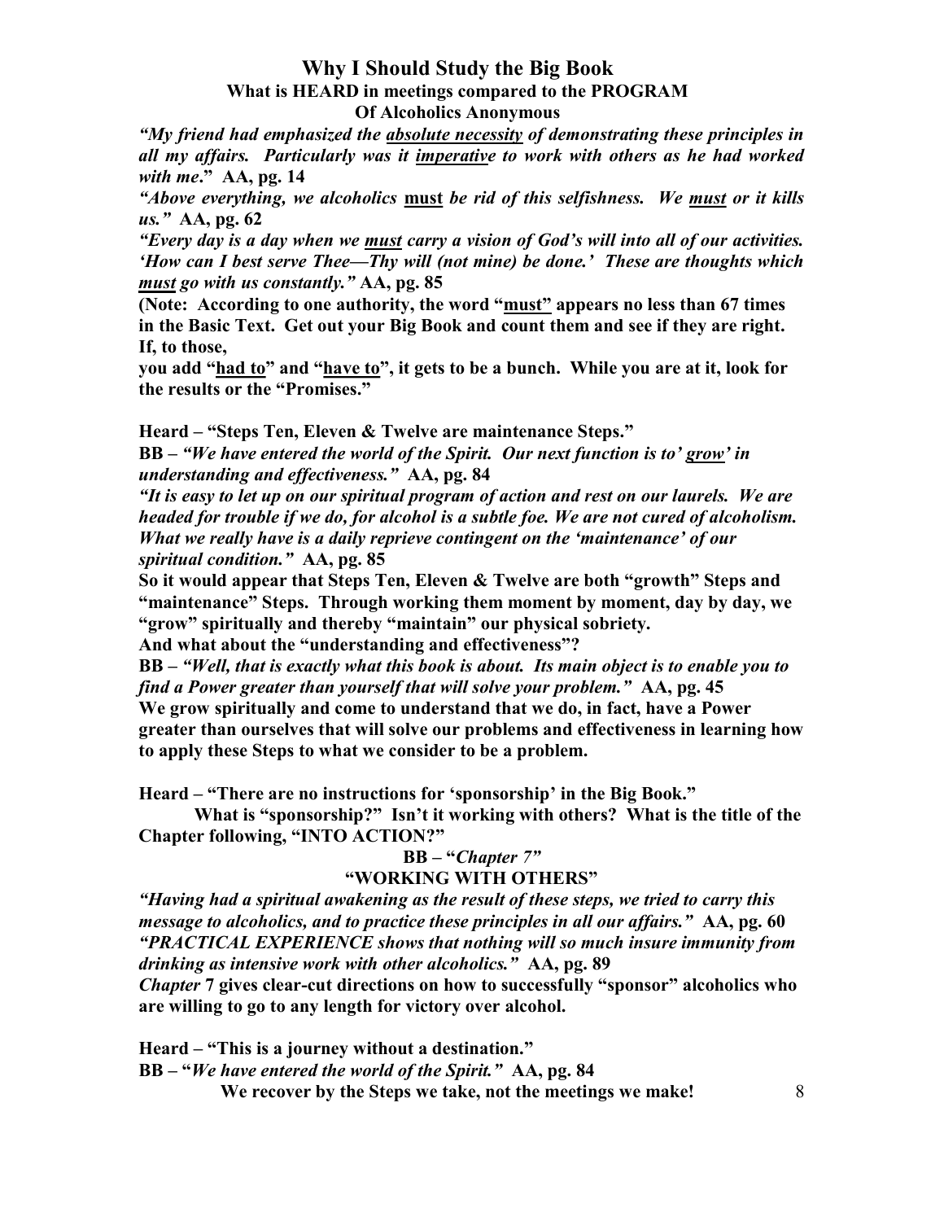# Why I Should Study the Big Book

## What is HEARD in meetings compared to the PROGRAM Of Alcoholics Anonymous

***"My friend had emphasized the absolute necessity of demonstrating these principles in all my affairs. Particularly was it imperative to work with others as he had worked with me."*** **AA, pg. 14**

***"Above everything, we alcoholics must be rid of this selfishness. We must or it kills us."*** **AA, pg. 62**

***"Every day is a day when we must carry a vision of God's will into all of our activities. 'How can I best serve Thee—Thy will (not mine) be done.' These are thoughts which must go with us constantly."*** **AA, pg. 85**

**(Note: According to one authority, the word "must" appears no less than 67 times in the Basic Text. Get out your Big Book and count them and see if they are right. If, to those, you add "had to" and "have to", it gets to be a bunch. While you are at it, look for the results or the "Promises."**

**Heard – "Steps Ten, Eleven & Twelve are maintenance Steps."**

**BE –** ***"We have entered the world of the Spirit. Our next function is to' grow' in understanding and effectiveness."*** **AA, pg. 84**

***"It is easy to let up on our spiritual program of action and rest on our laurels. We are headed for trouble if we do, for alcohol is a subtle foe. We are not cured of alcoholism. What we really have is a daily reprieve contingent on the 'maintenance' of our spiritual condition."*** **AA, pg. 85**

**So it would appear that Steps Ten, Eleven & Twelve are both "growth" Steps and "maintenance" Steps. Through working them moment by moment, day by day, we "grow" spiritually and thereby "maintain" our physical sobriety.**

**And what about the "understanding and effectiveness"?**

**BB –** ***"Well, that is exactly what this book is about. Its main object is to enable you to find a Power greater than yourself that will solve your problem."*** **AA, pg. 45**

**We grow spiritually and come to understand that we do, in fact, have a Power greater than ourselves that will solve our problems and effectiveness in learning how to apply these Steps to what we consider to be a problem.**

**Heard – "There are no instructions for 'sponsorship' in the Big Book."**

**What is "sponsorship?" Isn't it working with others? What is the title of the Chapter following, "INTO ACTION?"**

**BB – "*Chapter 7*"**

**"WORKING WITH OTHERS"**

***"Having had a spiritual awakening as the result of these steps, we tried to carry this message to alcoholics, and to practice these principles in all our affairs."*** **AA, pg. 60**

***"PRACTICAL EXPERIENCE shows that nothing will so much insure immunity from drinking as intensive work with other alcoholics."*** **AA, pg. 89**

***Chapter* 7 gives clear-cut directions on how to successfully "sponsor" alcoholics who are willing to go to any length for victory over alcohol.**

**Heard – "This is a journey without a destination."**

**BB – "*We have entered the world of the Spirit."*** **AA, pg. 84**

**We recover by the Steps we take, not the meetings we make!**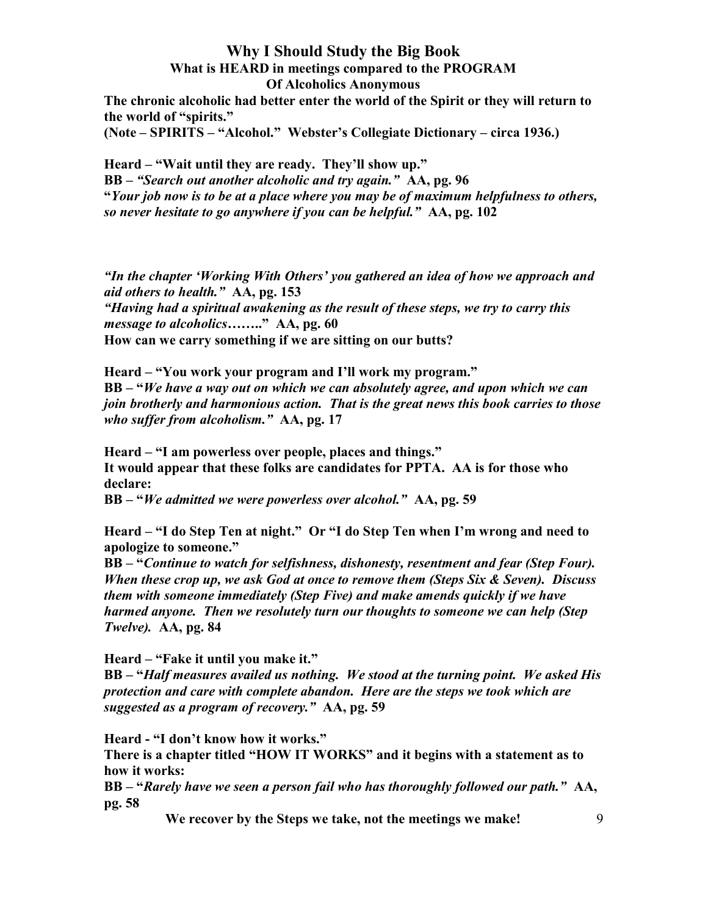# Why I Should Study the Big Book

## What is HEARD in meetings compared to the PROGRAM Of Alcoholics Anonymous

**The chronic alcoholic had better enter the world of the Spirit or they will return to the world of "spirits."**
**(Note – SPIRITS – "Alcohol." Webster's Collegiate Dictionary – circa 1936.)**

**Heard – "Wait until they are ready. They'll show up."**
**BB –** ***"Search out another alcoholic and try again."*** **AA, pg. 96**
**"*Your job now is to be at a place where you may be of maximum helpfulness to others, so never hesitate to go anywhere if you can be helpful."*** **AA, pg. 102**

***"In the chapter 'Working With Others' you gathered an idea of how we approach and aid others to health."*** **AA, pg. 153**
***"Having had a spiritual awakening as the result of these steps, we try to carry this message to alcoholics……..*"** **AA, pg. 60**
**How can we carry something if we are sitting on our butts?**

**Heard – "You work your program and I'll work my program."**
**BB – "*We have a way out on which we can absolutely agree, and upon which we can join brotherly and harmonious action. That is the great news this book carries to those who suffer from alcoholism."*** **AA, pg. 17**

**Heard – "I am powerless over people, places and things."**
**It would appear that these folks are candidates for PPTA. AA is for those who declare:**
**BB – "*We admitted we were powerless over alcohol."*** **AA, pg. 59**

**Heard – "I do Step Ten at night." Or "I do Step Ten when I'm wrong and need to apologize to someone."**
**BB – "*Continue to watch for selfishness, dishonesty, resentment and fear (Step Four). When these crop up, we ask God at once to remove them (Steps Six & Seven). Discuss them with someone immediately (Step Five) and make amends quickly if we have harmed anyone. Then we resolutely turn our thoughts to someone we can help (Step Twelve).*** **AA, pg. 84**

**Heard – "Fake it until you make it."**
**BB – "*Half measures availed us nothing. We stood at the turning point. We asked His protection and care with complete abandon. Here are the steps we took which are suggested as a program of recovery."*** **AA, pg. 59**

**Heard - "I don't know how it works."**
**There is a chapter titled "HOW IT WORKS" and it begins with a statement as to how it works:**
**BB – "*Rarely have we seen a person fail who has thoroughly followed our path."*** **AA, pg. 58**

**We recover by the Steps we take, not the meetings we make!**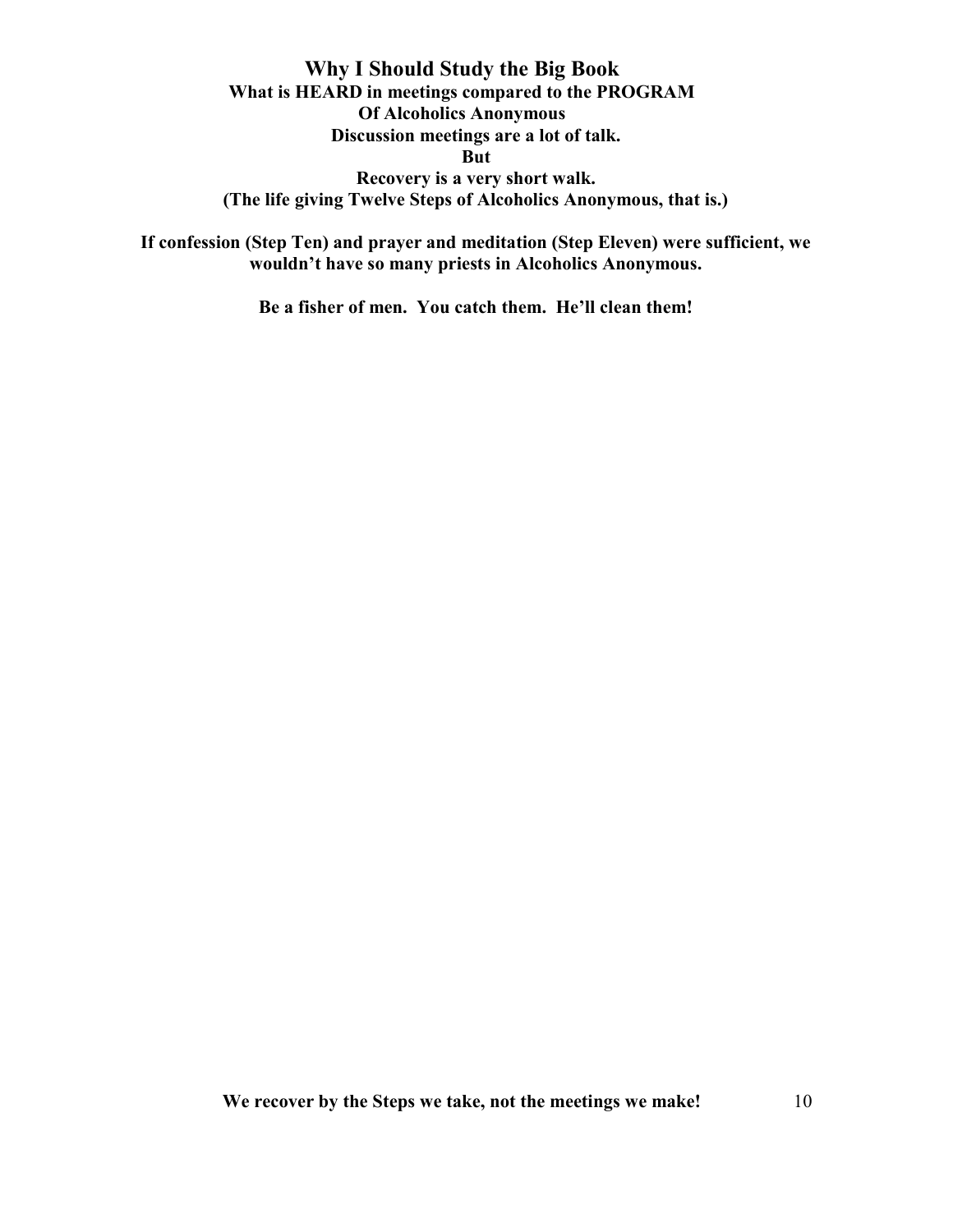# Why I Should Study the Big Book

**What is HEARD in meetings compared to the PROGRAM**
**Of Alcoholics Anonymous**
**Discussion meetings are a lot of talk.**
**But**
**Recovery is a very short walk.**
**(The life giving Twelve Steps of Alcoholics Anonymous, that is.)**

**If confession (Step Ten) and prayer and meditation (Step Eleven) were sufficient, we wouldn't have so many priests in Alcoholics Anonymous.**

**Be a fisher of men. You catch them. He'll clean them!**

**We recover by the Steps we take, not the meetings we make!**